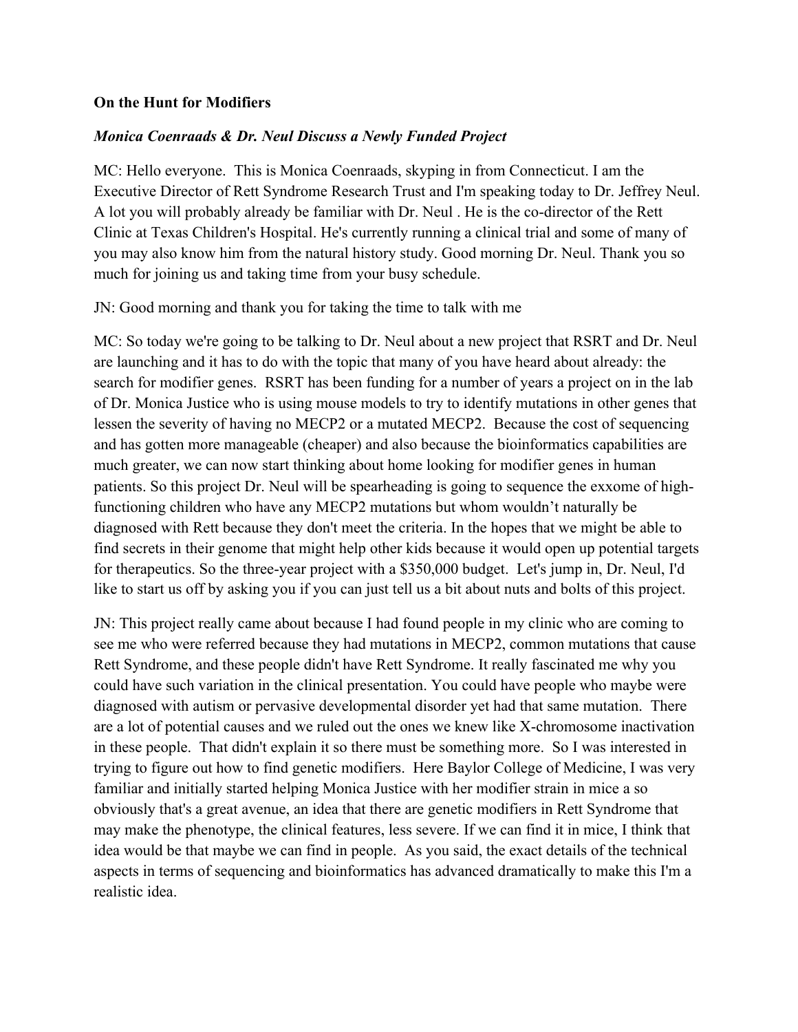**On the Hunt for Modifiers**

***Monica Coenraads & Dr. Neul Discuss a Newly Funded Project***

MC: Hello everyone. This is Monica Coenraads, skyping in from Connecticut. I am the Executive Director of Rett Syndrome Research Trust and I'm speaking today to Dr. Jeffrey Neul. A lot you will probably already be familiar with Dr. Neul . He is the co-director of the Rett Clinic at Texas Children's Hospital. He's currently running a clinical trial and some of many of you may also know him from the natural history study. Good morning Dr. Neul. Thank you so much for joining us and taking time from your busy schedule.

JN: Good morning and thank you for taking the time to talk with me

MC: So today we're going to be talking to Dr. Neul about a new project that RSRT and Dr. Neul are launching and it has to do with the topic that many of you have heard about already: the search for modifier genes. RSRT has been funding for a number of years a project on in the lab of Dr. Monica Justice who is using mouse models to try to identify mutations in other genes that lessen the severity of having no MECP2 or a mutated MECP2. Because the cost of sequencing and has gotten more manageable (cheaper) and also because the bioinformatics capabilities are much greater, we can now start thinking about home looking for modifier genes in human patients. So this project Dr. Neul will be spearheading is going to sequence the exxome of high-functioning children who have any MECP2 mutations but whom wouldn't naturally be diagnosed with Rett because they don't meet the criteria. In the hopes that we might be able to find secrets in their genome that might help other kids because it would open up potential targets for therapeutics. So the three-year project with a $350,000 budget. Let's jump in, Dr. Neul, I'd like to start us off by asking you if you can just tell us a bit about nuts and bolts of this project.

JN: This project really came about because I had found people in my clinic who are coming to see me who were referred because they had mutations in MECP2, common mutations that cause Rett Syndrome, and these people didn't have Rett Syndrome. It really fascinated me why you could have such variation in the clinical presentation. You could have people who maybe were diagnosed with autism or pervasive developmental disorder yet had that same mutation. There are a lot of potential causes and we ruled out the ones we knew like X-chromosome inactivation in these people. That didn't explain it so there must be something more. So I was interested in trying to figure out how to find genetic modifiers. Here Baylor College of Medicine, I was very familiar and initially started helping Monica Justice with her modifier strain in mice a so obviously that's a great avenue, an idea that there are genetic modifiers in Rett Syndrome that may make the phenotype, the clinical features, less severe. If we can find it in mice, I think that idea would be that maybe we can find in people. As you said, the exact details of the technical aspects in terms of sequencing and bioinformatics has advanced dramatically to make this I'm a realistic idea.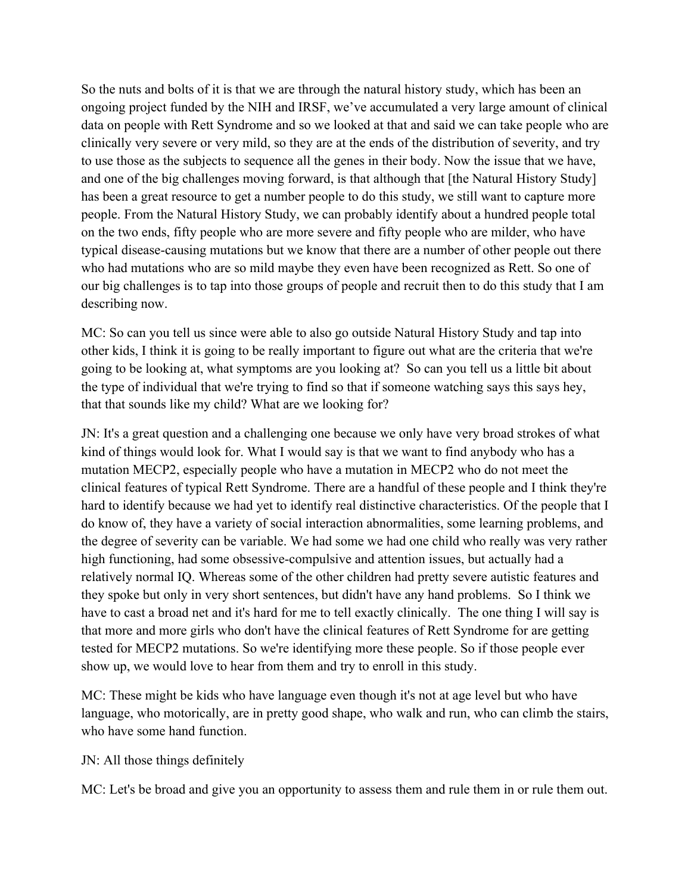So the nuts and bolts of it is that we are through the natural history study, which has been an ongoing project funded by the NIH and IRSF, we've accumulated a very large amount of clinical data on people with Rett Syndrome and so we looked at that and said we can take people who are clinically very severe or very mild, so they are at the ends of the distribution of severity, and try to use those as the subjects to sequence all the genes in their body. Now the issue that we have, and one of the big challenges moving forward, is that although that [the Natural History Study] has been a great resource to get a number people to do this study, we still want to capture more people. From the Natural History Study, we can probably identify about a hundred people total on the two ends, fifty people who are more severe and fifty people who are milder, who have typical disease-causing mutations but we know that there are a number of other people out there who had mutations who are so mild maybe they even have been recognized as Rett. So one of our big challenges is to tap into those groups of people and recruit then to do this study that I am describing now.

MC: So can you tell us since were able to also go outside Natural History Study and tap into other kids, I think it is going to be really important to figure out what are the criteria that we're going to be looking at, what symptoms are you looking at? So can you tell us a little bit about the type of individual that we're trying to find so that if someone watching says this says hey, that that sounds like my child? What are we looking for?

JN: It's a great question and a challenging one because we only have very broad strokes of what kind of things would look for. What I would say is that we want to find anybody who has a mutation MECP2, especially people who have a mutation in MECP2 who do not meet the clinical features of typical Rett Syndrome. There are a handful of these people and I think they're hard to identify because we had yet to identify real distinctive characteristics. Of the people that I do know of, they have a variety of social interaction abnormalities, some learning problems, and the degree of severity can be variable. We had some we had one child who really was very rather high functioning, had some obsessive-compulsive and attention issues, but actually had a relatively normal IQ. Whereas some of the other children had pretty severe autistic features and they spoke but only in very short sentences, but didn't have any hand problems. So I think we have to cast a broad net and it's hard for me to tell exactly clinically. The one thing I will say is that more and more girls who don't have the clinical features of Rett Syndrome for are getting tested for MECP2 mutations. So we're identifying more these people. So if those people ever show up, we would love to hear from them and try to enroll in this study.

MC: These might be kids who have language even though it's not at age level but who have language, who motorically, are in pretty good shape, who walk and run, who can climb the stairs, who have some hand function.

JN: All those things definitely

MC: Let's be broad and give you an opportunity to assess them and rule them in or rule them out.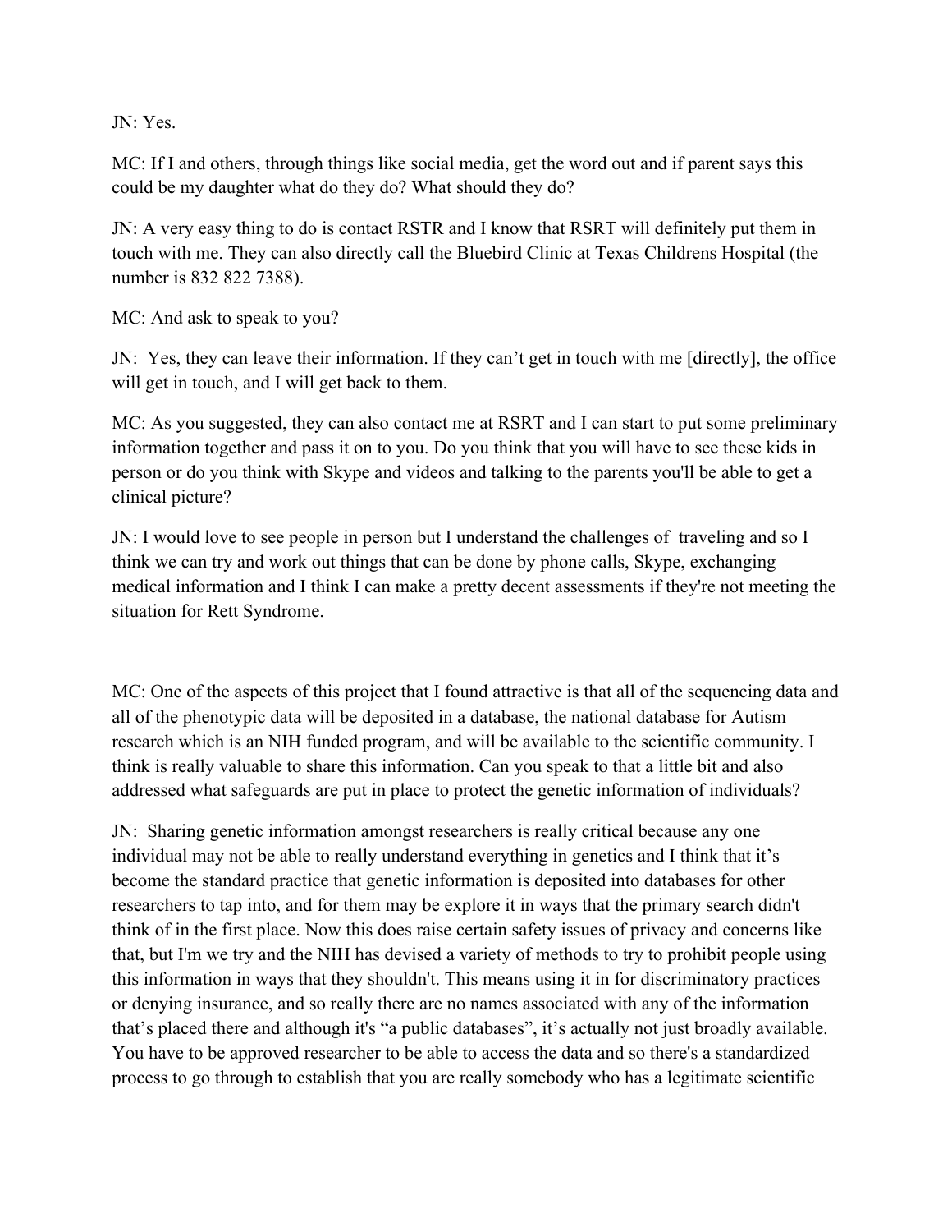JN: Yes.

MC: If I and others, through things like social media, get the word out and if parent says this could be my daughter what do they do? What should they do?

JN: A very easy thing to do is contact RSTR and I know that RSRT will definitely put them in touch with me. They can also directly call the Bluebird Clinic at Texas Childrens Hospital (the number is 832 822 7388).

MC: And ask to speak to you?

JN: Yes, they can leave their information. If they can't get in touch with me [directly], the office will get in touch, and I will get back to them.

MC: As you suggested, they can also contact me at RSRT and I can start to put some preliminary information together and pass it on to you. Do you think that you will have to see these kids in person or do you think with Skype and videos and talking to the parents you'll be able to get a clinical picture?

JN: I would love to see people in person but I understand the challenges of traveling and so I think we can try and work out things that can be done by phone calls, Skype, exchanging medical information and I think I can make a pretty decent assessments if they're not meeting the situation for Rett Syndrome.

MC: One of the aspects of this project that I found attractive is that all of the sequencing data and all of the phenotypic data will be deposited in a database, the national database for Autism research which is an NIH funded program, and will be available to the scientific community. I think is really valuable to share this information. Can you speak to that a little bit and also addressed what safeguards are put in place to protect the genetic information of individuals?

JN: Sharing genetic information amongst researchers is really critical because any one individual may not be able to really understand everything in genetics and I think that it's become the standard practice that genetic information is deposited into databases for other researchers to tap into, and for them may be explore it in ways that the primary search didn't think of in the first place. Now this does raise certain safety issues of privacy and concerns like that, but I'm we try and the NIH has devised a variety of methods to try to prohibit people using this information in ways that they shouldn't. This means using it in for discriminatory practices or denying insurance, and so really there are no names associated with any of the information that's placed there and although it's "a public databases", it's actually not just broadly available. You have to be approved researcher to be able to access the data and so there's a standardized process to go through to establish that you are really somebody who has a legitimate scientific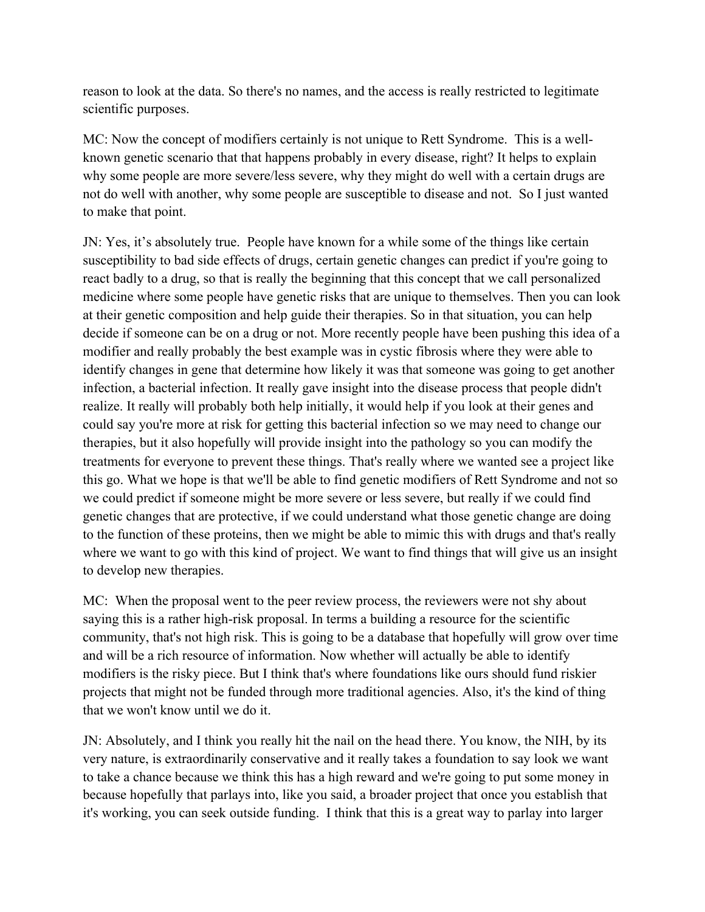reason to look at the data. So there's no names, and the access is really restricted to legitimate scientific purposes.

MC: Now the concept of modifiers certainly is not unique to Rett Syndrome. This is a well-known genetic scenario that that happens probably in every disease, right? It helps to explain why some people are more severe/less severe, why they might do well with a certain drugs are not do well with another, why some people are susceptible to disease and not. So I just wanted to make that point.

JN: Yes, it's absolutely true. People have known for a while some of the things like certain susceptibility to bad side effects of drugs, certain genetic changes can predict if you're going to react badly to a drug, so that is really the beginning that this concept that we call personalized medicine where some people have genetic risks that are unique to themselves. Then you can look at their genetic composition and help guide their therapies. So in that situation, you can help decide if someone can be on a drug or not. More recently people have been pushing this idea of a modifier and really probably the best example was in cystic fibrosis where they were able to identify changes in gene that determine how likely it was that someone was going to get another infection, a bacterial infection. It really gave insight into the disease process that people didn't realize. It really will probably both help initially, it would help if you look at their genes and could say you're more at risk for getting this bacterial infection so we may need to change our therapies, but it also hopefully will provide insight into the pathology so you can modify the treatments for everyone to prevent these things. That's really where we wanted see a project like this go. What we hope is that we'll be able to find genetic modifiers of Rett Syndrome and not so we could predict if someone might be more severe or less severe, but really if we could find genetic changes that are protective, if we could understand what those genetic change are doing to the function of these proteins, then we might be able to mimic this with drugs and that's really where we want to go with this kind of project. We want to find things that will give us an insight to develop new therapies.

MC: When the proposal went to the peer review process, the reviewers were not shy about saying this is a rather high-risk proposal. In terms a building a resource for the scientific community, that's not high risk. This is going to be a database that hopefully will grow over time and will be a rich resource of information. Now whether will actually be able to identify modifiers is the risky piece. But I think that's where foundations like ours should fund riskier projects that might not be funded through more traditional agencies. Also, it's the kind of thing that we won't know until we do it.

JN: Absolutely, and I think you really hit the nail on the head there. You know, the NIH, by its very nature, is extraordinarily conservative and it really takes a foundation to say look we want to take a chance because we think this has a high reward and we're going to put some money in because hopefully that parlays into, like you said, a broader project that once you establish that it's working, you can seek outside funding. I think that this is a great way to parlay into larger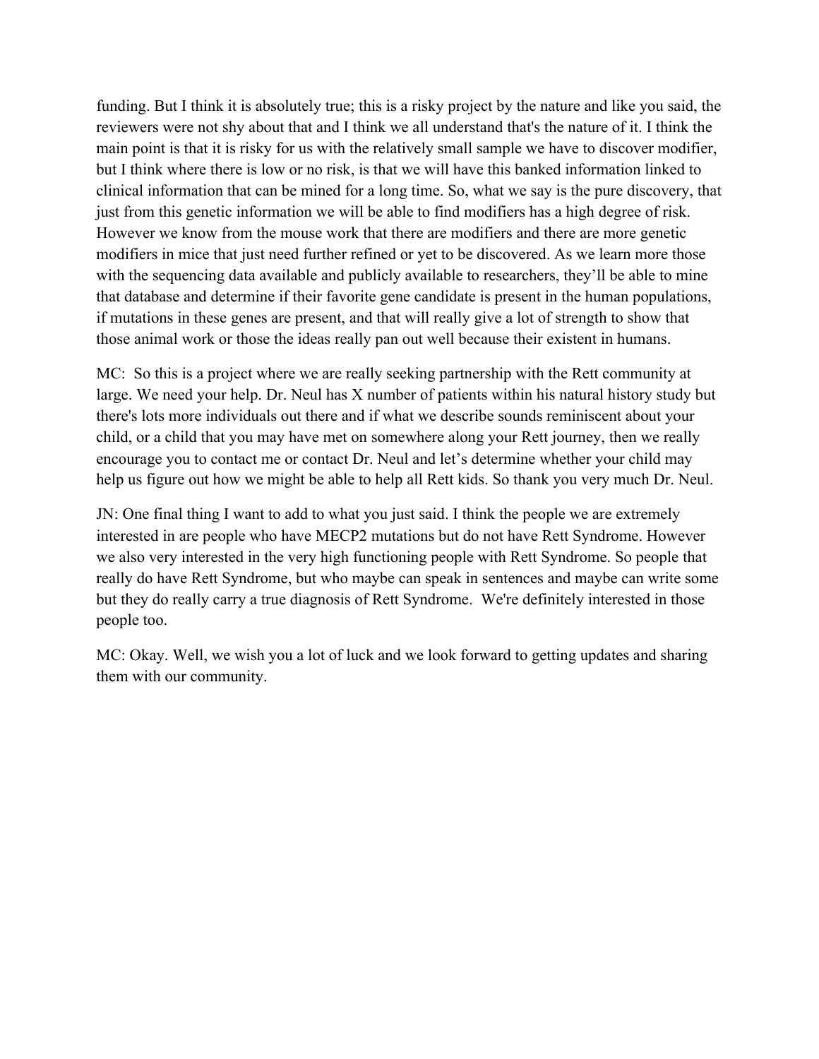funding. But I think it is absolutely true; this is a risky project by the nature and like you said, the reviewers were not shy about that and I think we all understand that's the nature of it. I think the main point is that it is risky for us with the relatively small sample we have to discover modifier, but I think where there is low or no risk, is that we will have this banked information linked to clinical information that can be mined for a long time. So, what we say is the pure discovery, that just from this genetic information we will be able to find modifiers has a high degree of risk. However we know from the mouse work that there are modifiers and there are more genetic modifiers in mice that just need further refined or yet to be discovered. As we learn more those with the sequencing data available and publicly available to researchers, they'll be able to mine that database and determine if their favorite gene candidate is present in the human populations, if mutations in these genes are present, and that will really give a lot of strength to show that those animal work or those the ideas really pan out well because their existent in humans.

MC: So this is a project where we are really seeking partnership with the Rett community at large. We need your help. Dr. Neul has X number of patients within his natural history study but there's lots more individuals out there and if what we describe sounds reminiscent about your child, or a child that you may have met on somewhere along your Rett journey, then we really encourage you to contact me or contact Dr. Neul and let's determine whether your child may help us figure out how we might be able to help all Rett kids. So thank you very much Dr. Neul.

JN: One final thing I want to add to what you just said. I think the people we are extremely interested in are people who have MECP2 mutations but do not have Rett Syndrome. However we also very interested in the very high functioning people with Rett Syndrome. So people that really do have Rett Syndrome, but who maybe can speak in sentences and maybe can write some but they do really carry a true diagnosis of Rett Syndrome. We're definitely interested in those people too.

MC: Okay. Well, we wish you a lot of luck and we look forward to getting updates and sharing them with our community.